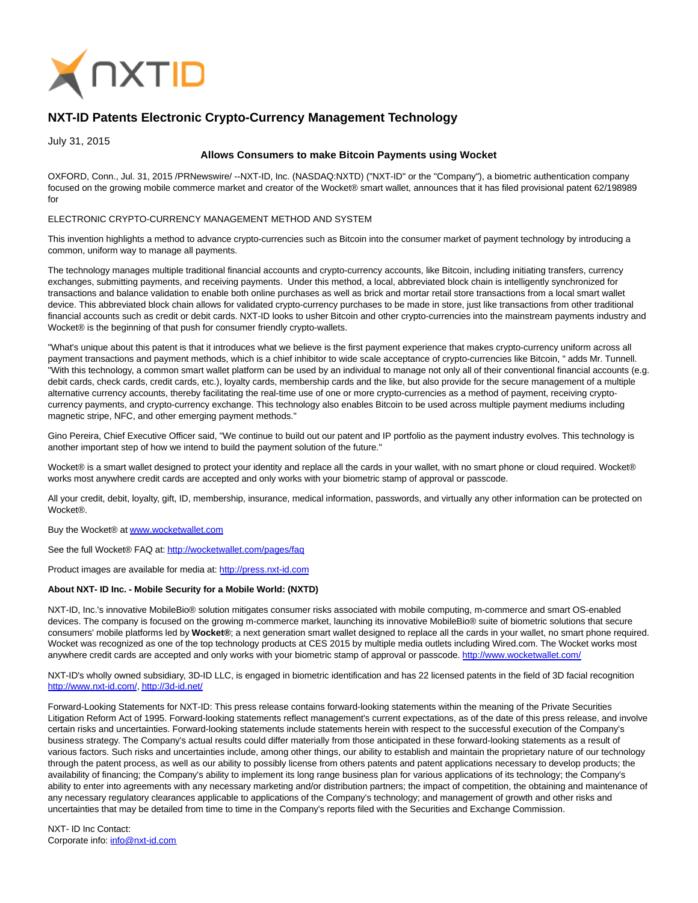# NXT-ID Patents Electronic Crypto-Currency Management Technology

July 31, 2015

**Allows Consumers to make Bitcoin Payments using Wocket**

OXFORD, Conn., Jul. 31, 2015 /PRNewswire/ --NXT-ID, Inc. (NASDAQ:NXTD) ("NXT-ID" or the "Company"), a biometric authentication company focused on the growing mobile commerce market and creator of the Wocket® smart wallet, announces that it has filed provisional patent 62/198989 for

ELECTRONIC CRYPTO-CURRENCY MANAGEMENT METHOD AND SYSTEM

This invention highlights a method to advance crypto-currencies such as Bitcoin into the consumer market of payment technology by introducing a common, uniform way to manage all payments.

The technology manages multiple traditional financial accounts and crypto-currency accounts, like Bitcoin, including initiating transfers, currency exchanges, submitting payments, and receiving payments. Under this method, a local, abbreviated block chain is intelligently synchronized for transactions and balance validation to enable both online purchases as well as brick and mortar retail store transactions from a local smart wallet device. This abbreviated block chain allows for validated crypto-currency purchases to be made in store, just like transactions from other traditional financial accounts such as credit or debit cards. NXT-ID looks to usher Bitcoin and other crypto-currencies into the mainstream payments industry and Wocket® is the beginning of that push for consumer friendly crypto-wallets.

"What's unique about this patent is that it introduces what we believe is the first payment experience that makes crypto-currency uniform across all payment transactions and payment methods, which is a chief inhibitor to wide scale acceptance of crypto-currencies like Bitcoin, " adds Mr. Tunnell. "With this technology, a common smart wallet platform can be used by an individual to manage not only all of their conventional financial accounts (e.g. debit cards, check cards, credit cards, etc.), loyalty cards, membership cards and the like, but also provide for the secure management of a multiple alternative currency accounts, thereby facilitating the real-time use of one or more crypto-currencies as a method of payment, receiving crypto-currency payments, and crypto-currency exchange. This technology also enables Bitcoin to be used across multiple payment mediums including magnetic stripe, NFC, and other emerging payment methods."

Gino Pereira, Chief Executive Officer said, "We continue to build out our patent and IP portfolio as the payment industry evolves. This technology is another important step of how we intend to build the payment solution of the future."

Wocket® is a smart wallet designed to protect your identity and replace all the cards in your wallet, with no smart phone or cloud required. Wocket® works most anywhere credit cards are accepted and only works with your biometric stamp of approval or passcode.

All your credit, debit, loyalty, gift, ID, membership, insurance, medical information, passwords, and virtually any other information can be protected on Wocket®.

Buy the Wocket® at [www.wocketwallet.com](www.wocketwallet.com)

See the full Wocket® FAQ at: [http://wocketwallet.com/pages/faq](http://wocketwallet.com/pages/faq)

Product images are available for media at: [http://press.nxt-id.com](http://press.nxt-id.com)

**About NXT- ID Inc. - Mobile Security for a Mobile World: (NXTD)**

NXT-ID, Inc.'s innovative MobileBio® solution mitigates consumer risks associated with mobile computing, m-commerce and smart OS-enabled devices. The company is focused on the growing m-commerce market, launching its innovative MobileBio® suite of biometric solutions that secure consumers' mobile platforms led by **Wocket®**; a next generation smart wallet designed to replace all the cards in your wallet, no smart phone required. Wocket was recognized as one of the top technology products at CES 2015 by multiple media outlets including Wired.com. The Wocket works most anywhere credit cards are accepted and only works with your biometric stamp of approval or passcode. [http://www.wocketwallet.com/](http://www.wocketwallet.com/)

NXT-ID's wholly owned subsidiary, 3D-ID LLC, is engaged in biometric identification and has 22 licensed patents in the field of 3D facial recognition [http://www.nxt-id.com/](http://www.nxt-id.com/), [http://3d-id.net/](http://3d-id.net/)

Forward-Looking Statements for NXT-ID: This press release contains forward-looking statements within the meaning of the Private Securities Litigation Reform Act of 1995. Forward-looking statements reflect management's current expectations, as of the date of this press release, and involve certain risks and uncertainties. Forward-looking statements include statements herein with respect to the successful execution of the Company's business strategy. The Company's actual results could differ materially from those anticipated in these forward-looking statements as a result of various factors. Such risks and uncertainties include, among other things, our ability to establish and maintain the proprietary nature of our technology through the patent process, as well as our ability to possibly license from others patents and patent applications necessary to develop products; the availability of financing; the Company's ability to implement its long range business plan for various applications of its technology; the Company's ability to enter into agreements with any necessary marketing and/or distribution partners; the impact of competition, the obtaining and maintenance of any necessary regulatory clearances applicable to applications of the Company's technology; and management of growth and other risks and uncertainties that may be detailed from time to time in the Company's reports filed with the Securities and Exchange Commission.

NXT- ID Inc Contact:
Corporate info: [info@nxt-id.com](mailto:info@nxt-id.com)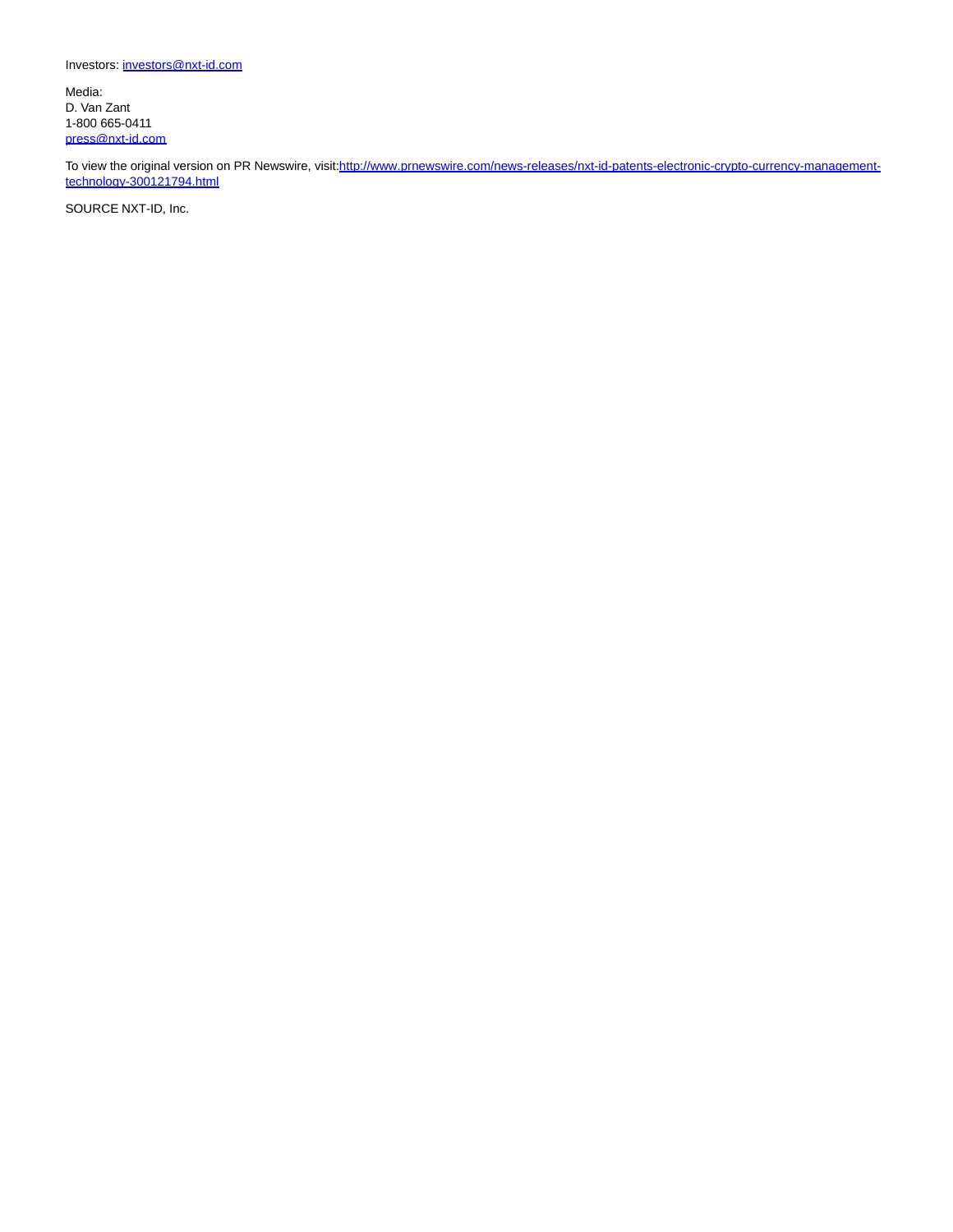Investors: investors@nxt-id.com

Media:
D. Van Zant
1-800 665-0411
press@nxt-id.com

To view the original version on PR Newswire, visit:http://www.prnewswire.com/news-releases/nxt-id-patents-electronic-crypto-currency-management-technology-300121794.html

SOURCE NXT-ID, Inc.